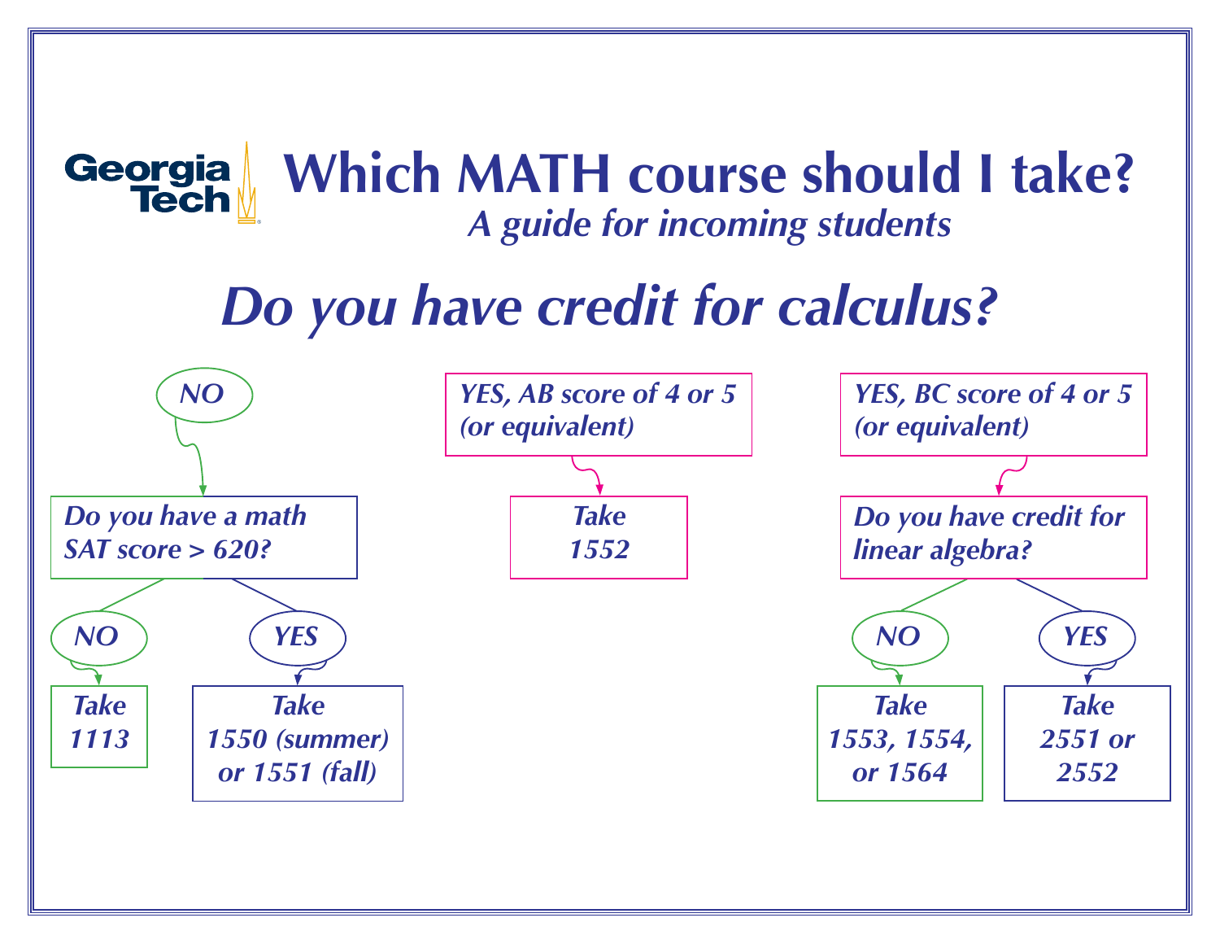# Which MATH course should I take?

*A guide for incoming students*

## *Do you have credit for calculus?*

**NO**

- *Do you have a math SAT score > 620?*
  - **NO** → Take 1113
  - **YES** → Take 1550 (summer) or 1551 (fall)

**YES, AB score of 4 or 5 (or equivalent)**

- Take 1552

**YES, BC score of 4 or 5 (or equivalent)**

- *Do you have credit for linear algebra?*
  - **NO** → Take 1553, 1554, or 1564
  - **YES** → Take 2551 or 2552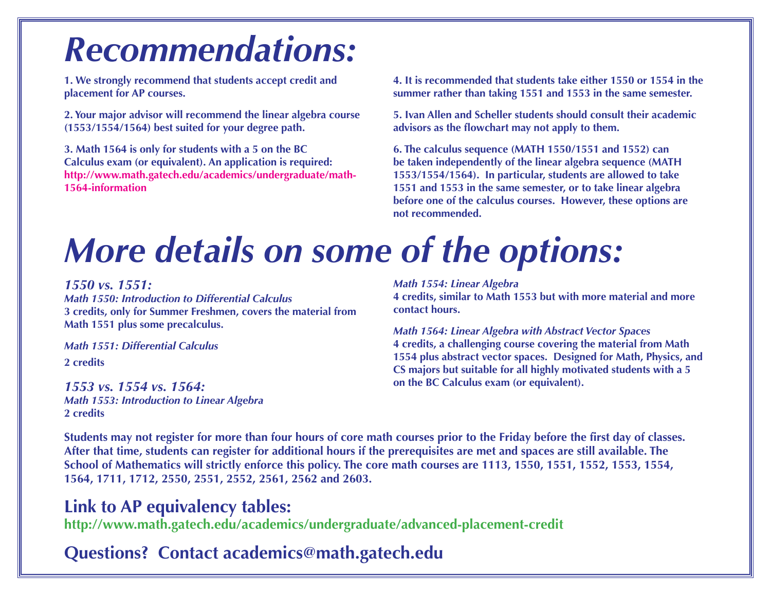# Recommendations:

**1. We strongly recommend that students accept credit and placement for AP courses.**

**2. Your major advisor will recommend the linear algebra course (1553/1554/1564) best suited for your degree path.**

**3. Math 1564 is only for students with a 5 on the BC Calculus exam (or equivalent). An application is required: http://www.math.gatech.edu/academics/undergraduate/math-1564-information**

**4. It is recommended that students take either 1550 or 1554 in the summer rather than taking 1551 and 1553 in the same semester.**

**5. Ivan Allen and Scheller students should consult their academic advisors as the flowchart may not apply to them.**

**6. The calculus sequence (MATH 1550/1551 and 1552) can be taken independently of the linear algebra sequence (MATH 1553/1554/1564). In particular, students are allowed to take 1551 and 1553 in the same semester, or to take linear algebra before one of the calculus courses. However, these options are not recommended.**

# More details on some of the options:

### *1550 vs. 1551:*

***Math 1550: Introduction to Differential Calculus***
**3 credits, only for Summer Freshmen, covers the material from Math 1551 plus some precalculus.**

***Math 1551: Differential Calculus***
**2 credits**

### *1553 vs. 1554 vs. 1564:*

***Math 1553: Introduction to Linear Algebra***
**2 credits**

***Math 1554: Linear Algebra***
**4 credits, similar to Math 1553 but with more material and more contact hours.**

***Math 1564: Linear Algebra with Abstract Vector Spaces***
**4 credits, a challenging course covering the material from Math 1554 plus abstract vector spaces. Designed for Math, Physics, and CS majors but suitable for all highly motivated students with a 5 on the BC Calculus exam (or equivalent).**

**Students may not register for more than four hours of core math courses prior to the Friday before the first day of classes. After that time, students can register for additional hours if the prerequisites are met and spaces are still available. The School of Mathematics will strictly enforce this policy. The core math courses are 1113, 1550, 1551, 1552, 1553, 1554, 1564, 1711, 1712, 2550, 2551, 2552, 2561, 2562 and 2603.**

## Link to AP equivalency tables:

**http://www.math.gatech.edu/academics/undergraduate/advanced-placement-credit**

## Questions? Contact academics@math.gatech.edu